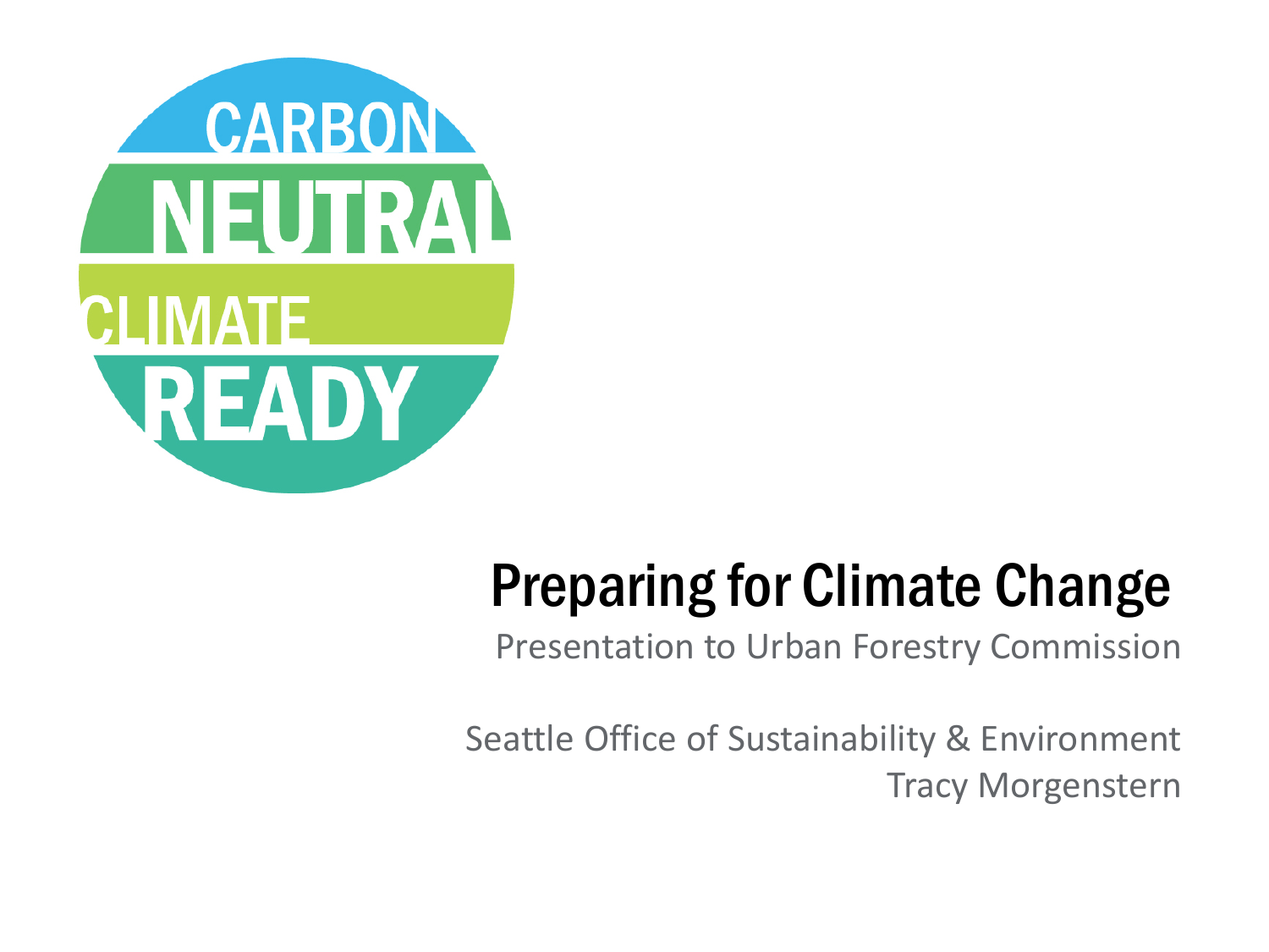CARBON NEUTRAL CLIMATE READY

# Preparing for Climate Change

Presentation to Urban Forestry Commission

Seattle Office of Sustainability & Environment
Tracy Morgenstern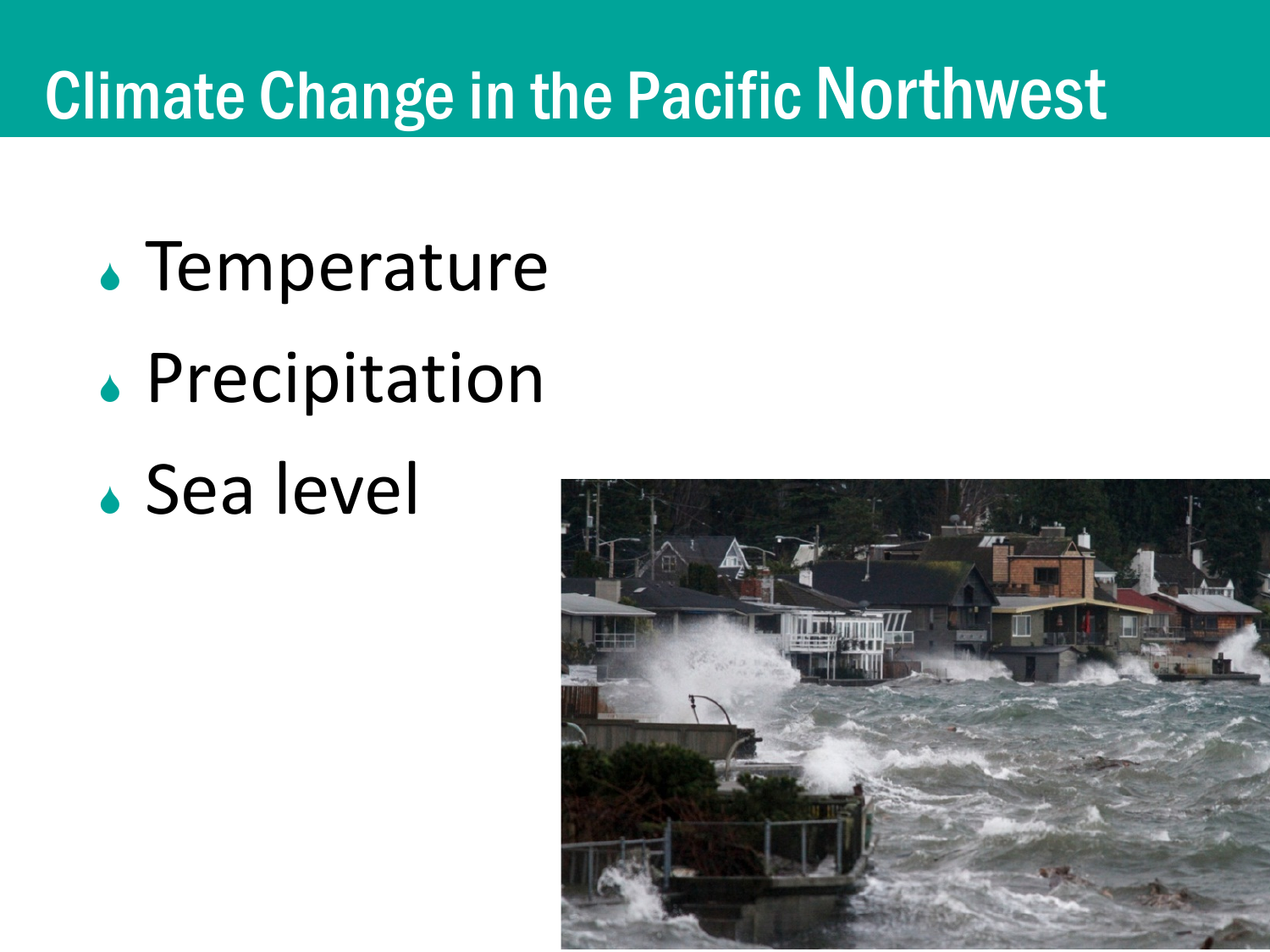# Climate Change in the Pacific Northwest

- Temperature
- Precipitation
- Sea level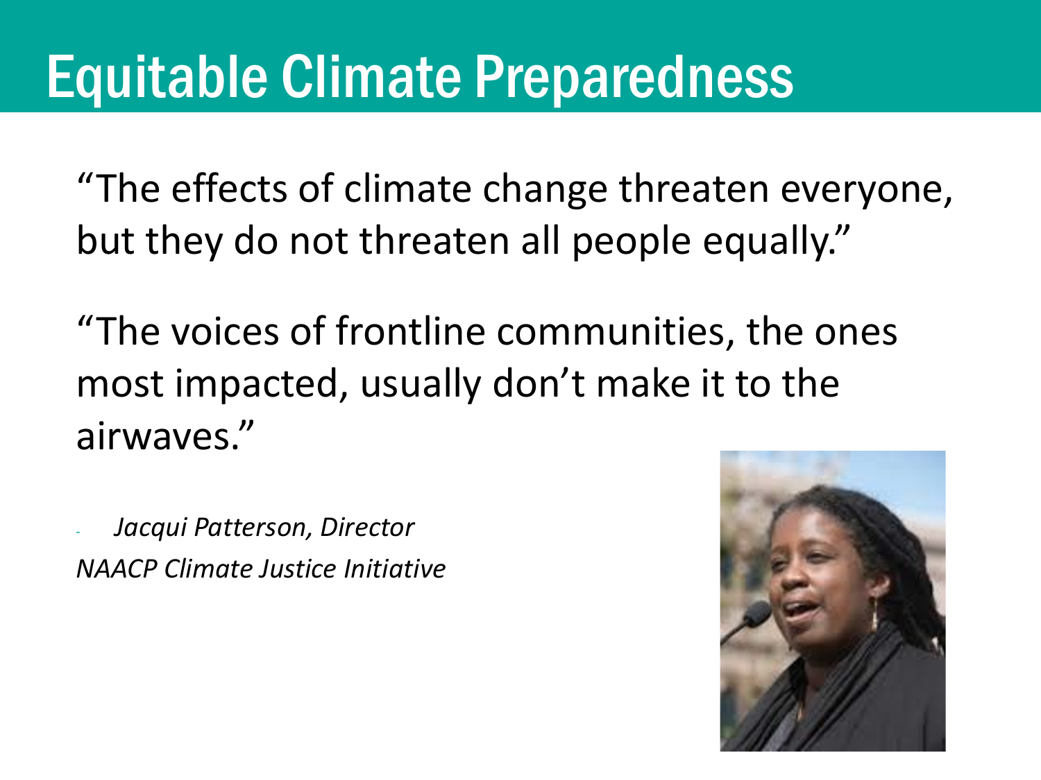# Equitable Climate Preparedness

"The effects of climate change threaten everyone, but they do not threaten all people equally."

"The voices of frontline communities, the ones most impacted, usually don't make it to the airwaves."

- *Jacqui Patterson, Director*
*NAACP Climate Justice Initiative*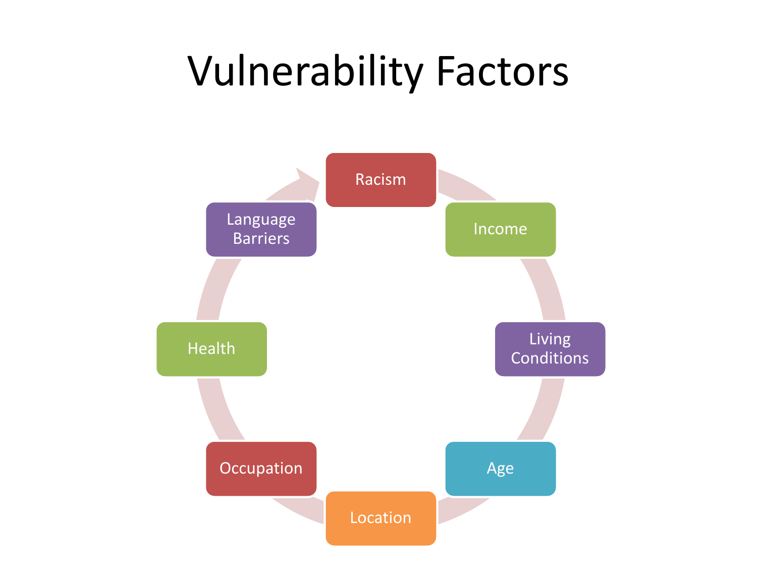# Vulnerability Factors

- Racism
- Income
- Living Conditions
- Age
- Location
- Occupation
- Health
- Language Barriers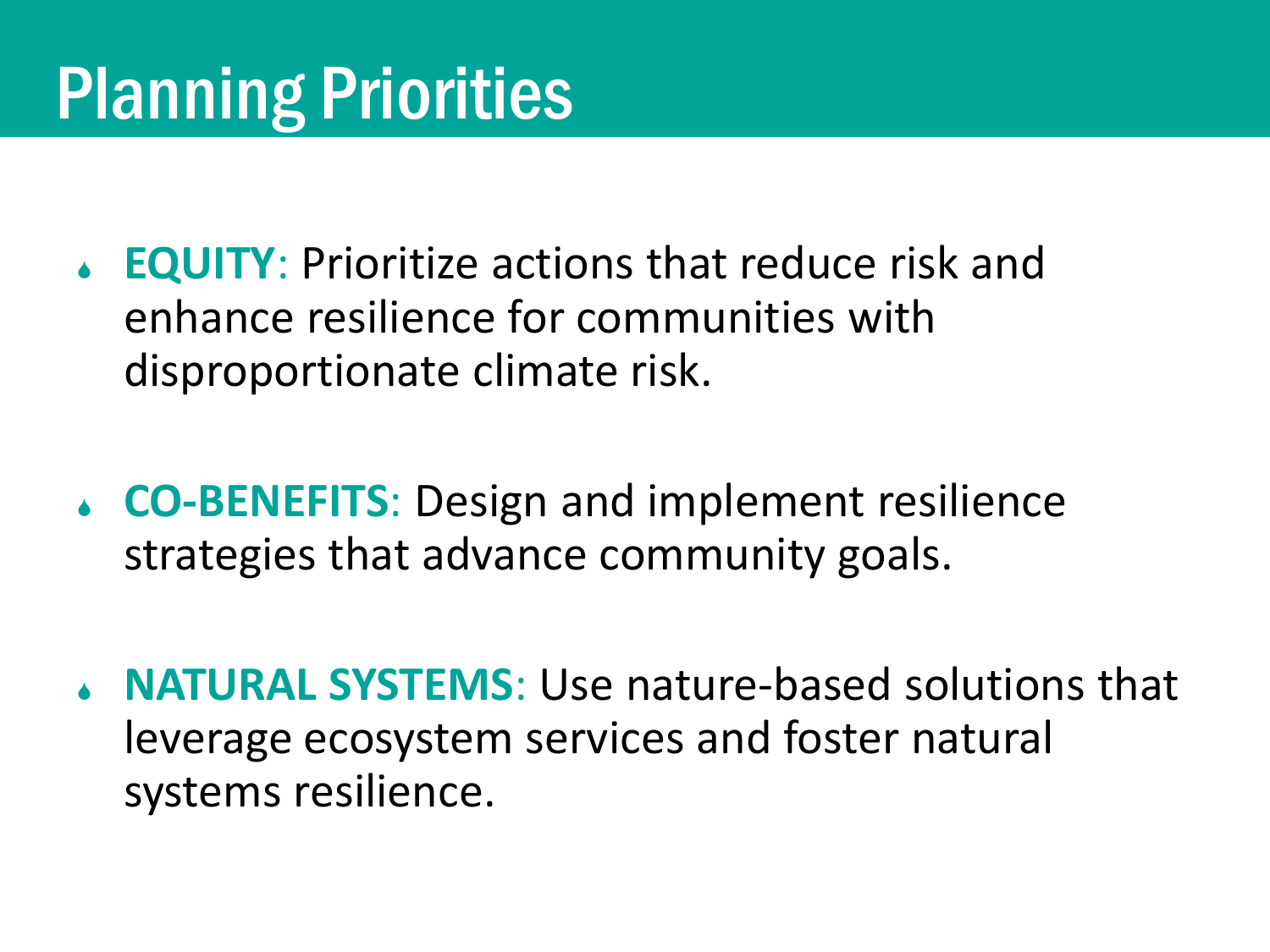# Planning Priorities

- **EQUITY**: Prioritize actions that reduce risk and enhance resilience for communities with disproportionate climate risk.

- **CO-BENEFITS**: Design and implement resilience strategies that advance community goals.

- **NATURAL SYSTEMS**: Use nature-based solutions that leverage ecosystem services and foster natural systems resilience.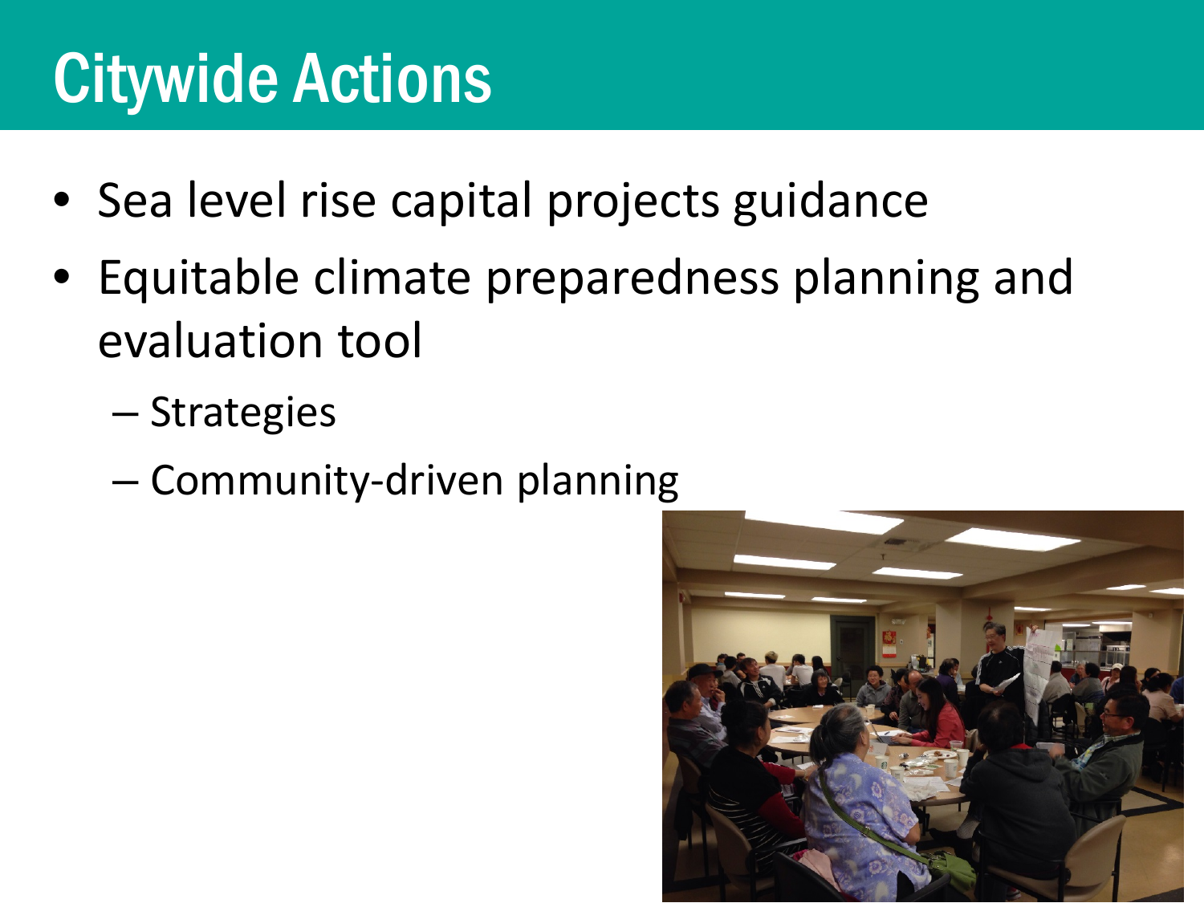# Citywide Actions

- Sea level rise capital projects guidance
- Equitable climate preparedness planning and evaluation tool
  - Strategies
  - Community-driven planning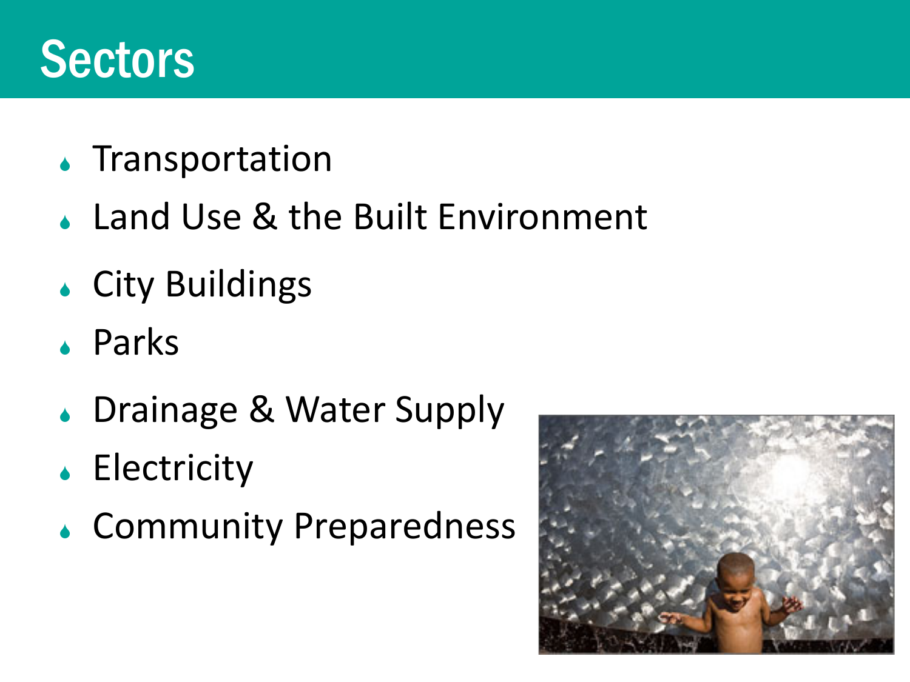# Sectors

- Transportation
- Land Use & the Built Environment
- City Buildings
- Parks
- Drainage & Water Supply
- Electricity
- Community Preparedness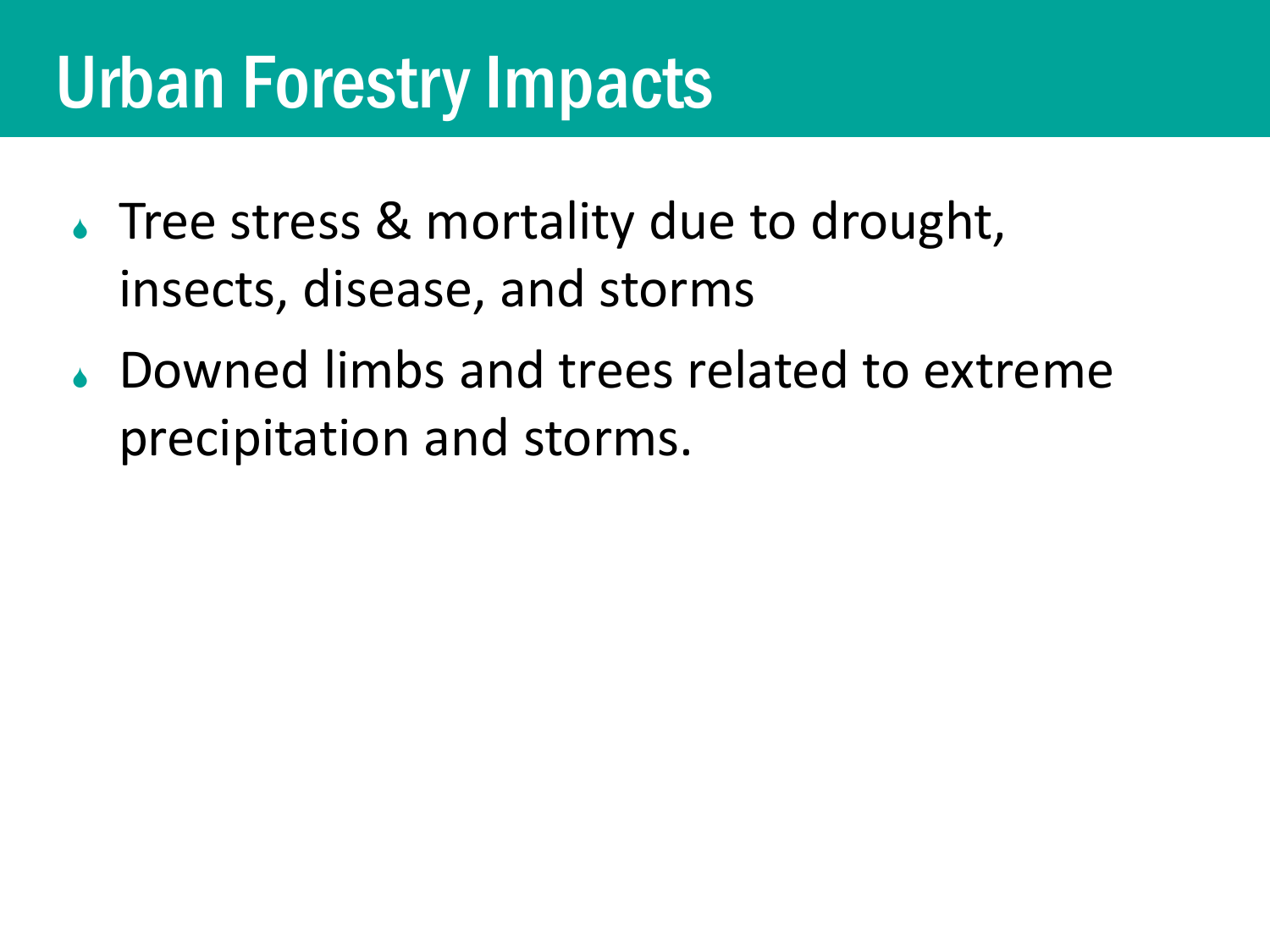# Urban Forestry Impacts

- Tree stress & mortality due to drought, insects, disease, and storms
- Downed limbs and trees related to extreme precipitation and storms.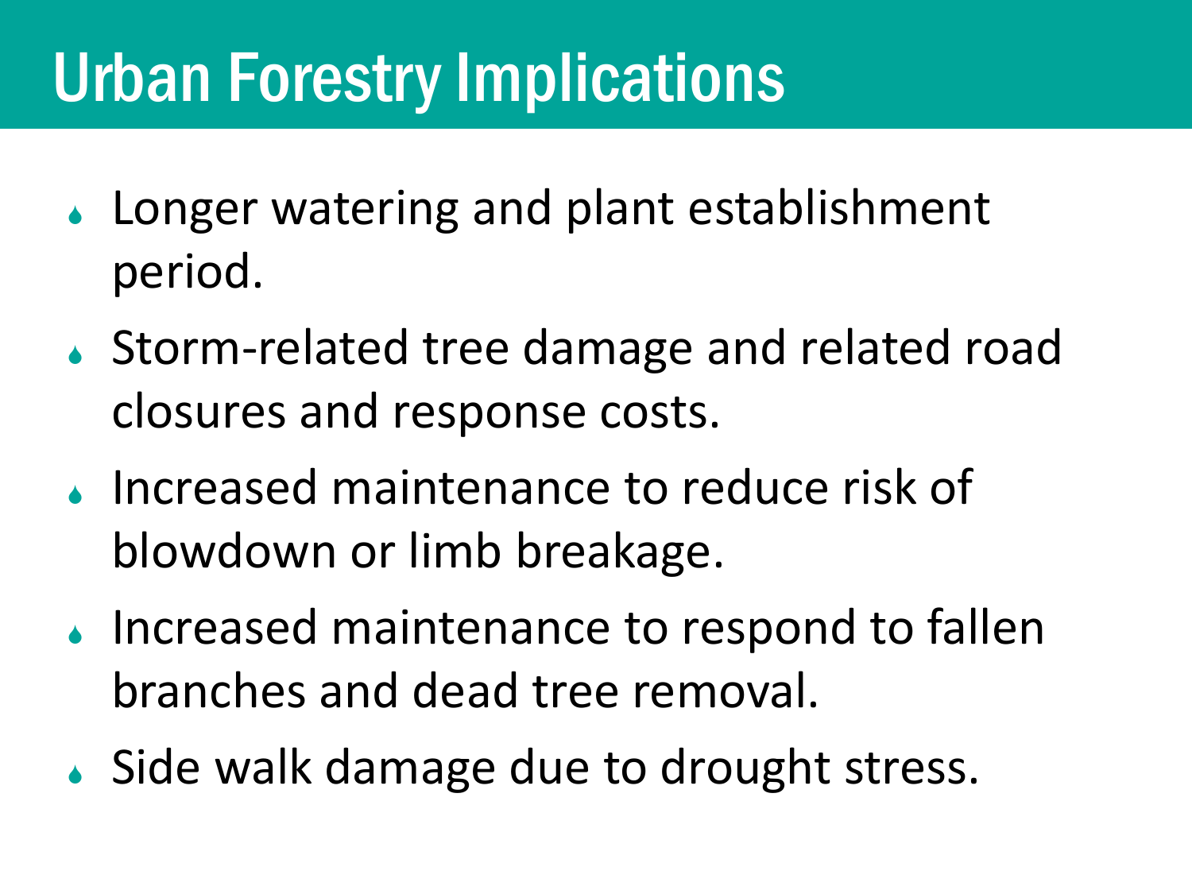# Urban Forestry Implications

- Longer watering and plant establishment period.
- Storm-related tree damage and related road closures and response costs.
- Increased maintenance to reduce risk of blowdown or limb breakage.
- Increased maintenance to respond to fallen branches and dead tree removal.
- Side walk damage due to drought stress.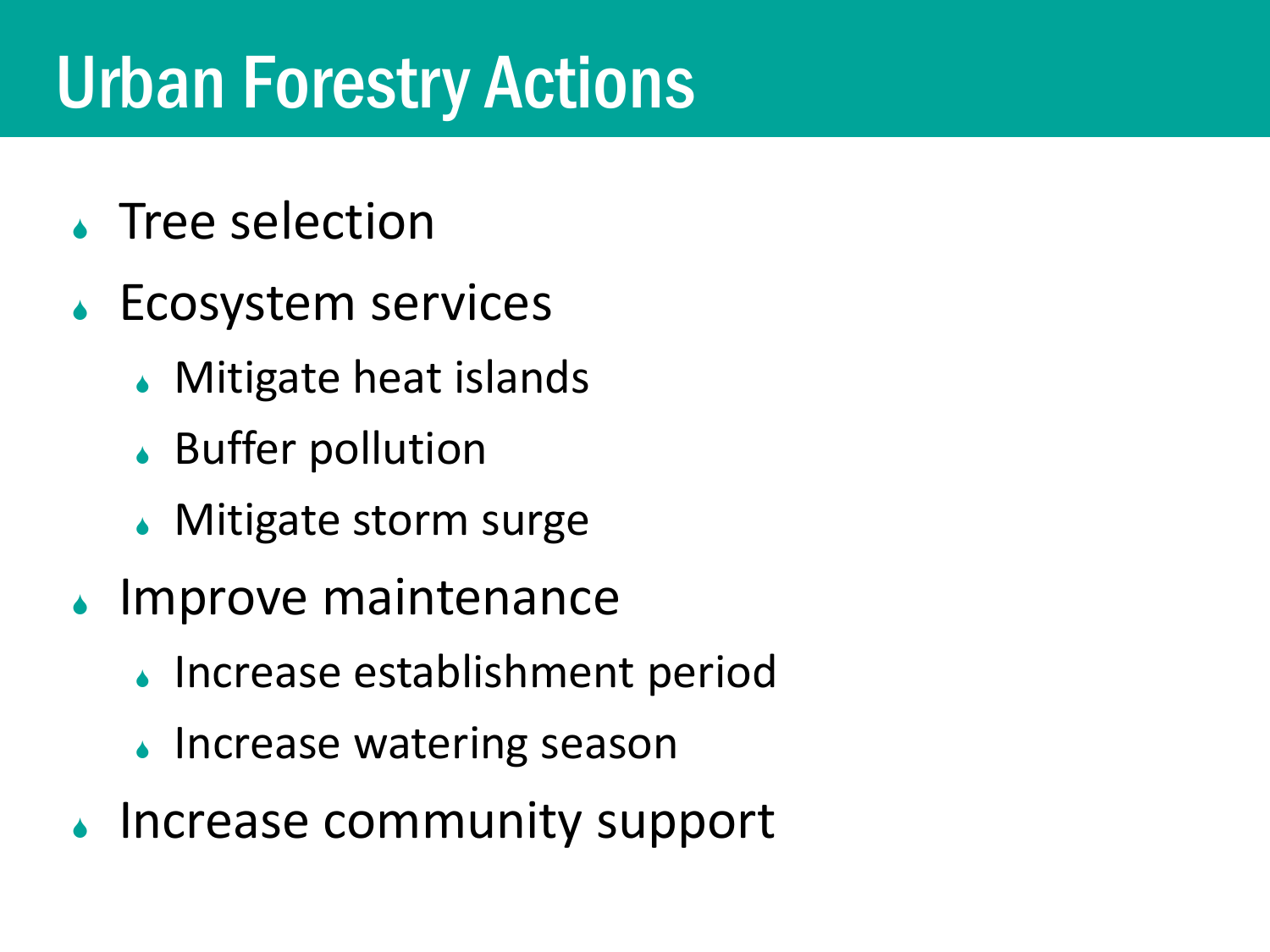# Urban Forestry Actions

- Tree selection
- Ecosystem services
  - Mitigate heat islands
  - Buffer pollution
  - Mitigate storm surge
- Improve maintenance
  - Increase establishment period
  - Increase watering season
- Increase community support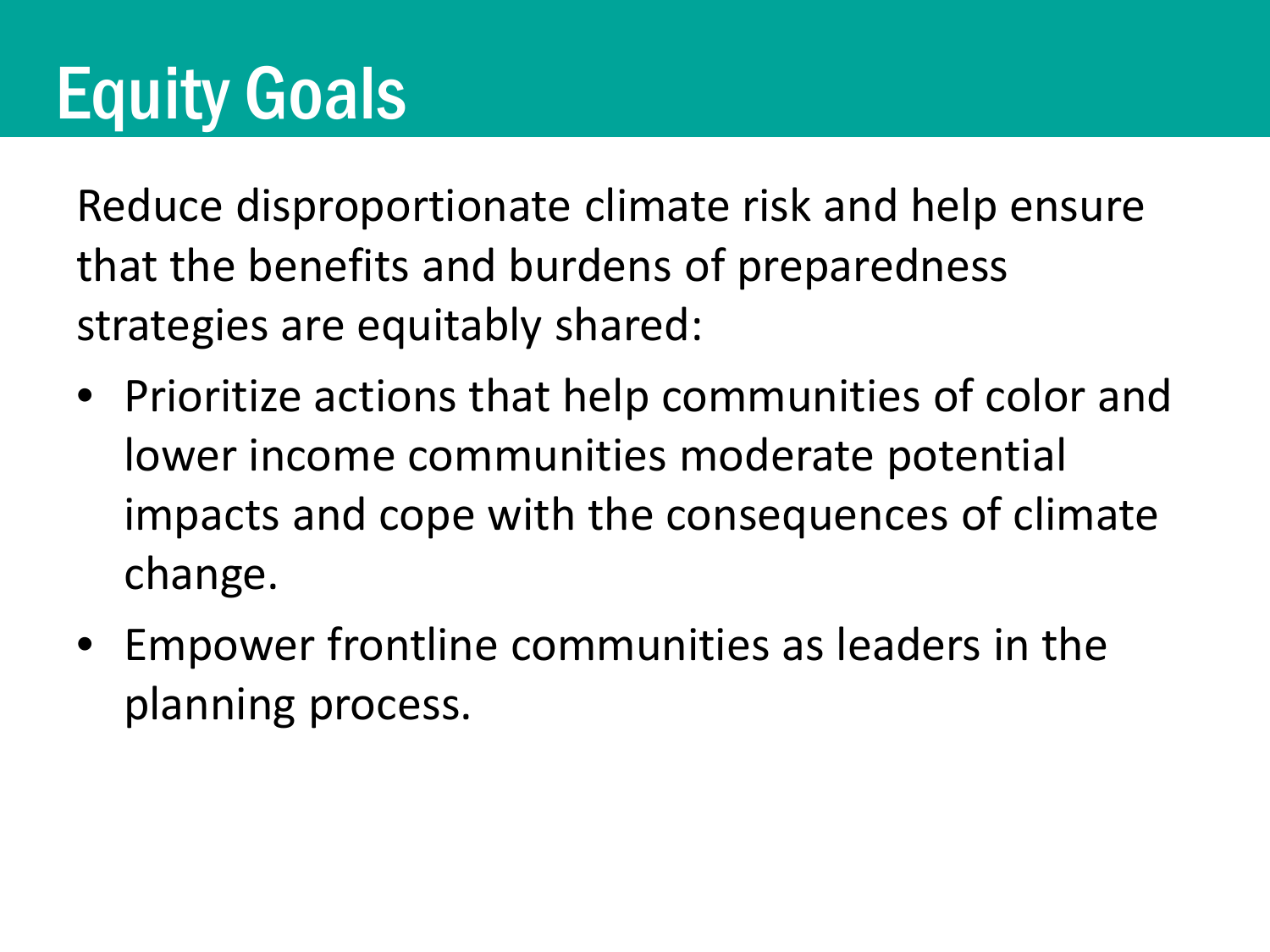# Equity Goals

Reduce disproportionate climate risk and help ensure that the benefits and burdens of preparedness strategies are equitably shared:

- Prioritize actions that help communities of color and lower income communities moderate potential impacts and cope with the consequences of climate change.
- Empower frontline communities as leaders in the planning process.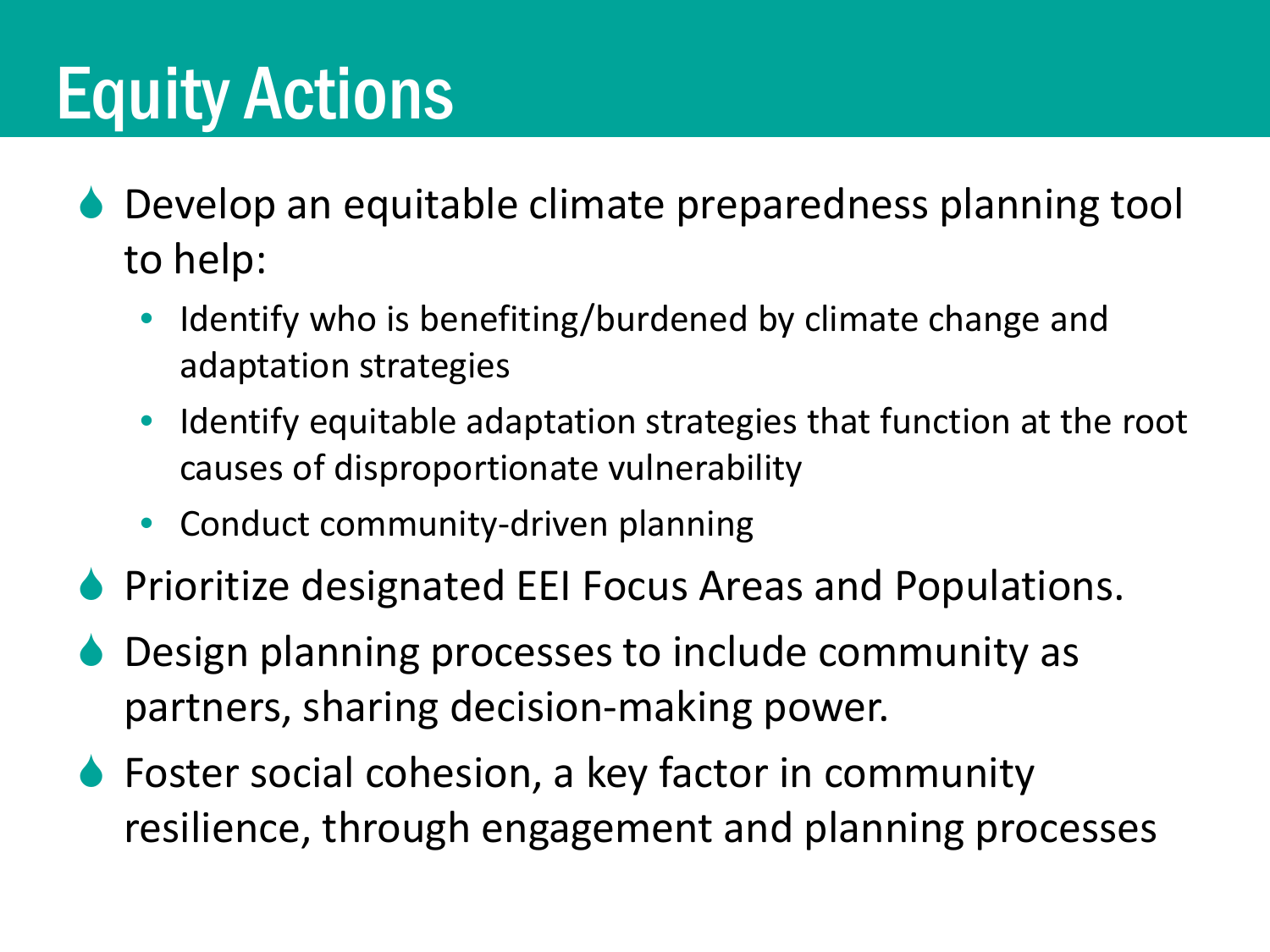# Equity Actions

- Develop an equitable climate preparedness planning tool to help:
  - Identify who is benefiting/burdened by climate change and adaptation strategies
  - Identify equitable adaptation strategies that function at the root causes of disproportionate vulnerability
  - Conduct community-driven planning
- Prioritize designated EEI Focus Areas and Populations.
- Design planning processes to include community as partners, sharing decision-making power.
- Foster social cohesion, a key factor in community resilience, through engagement and planning processes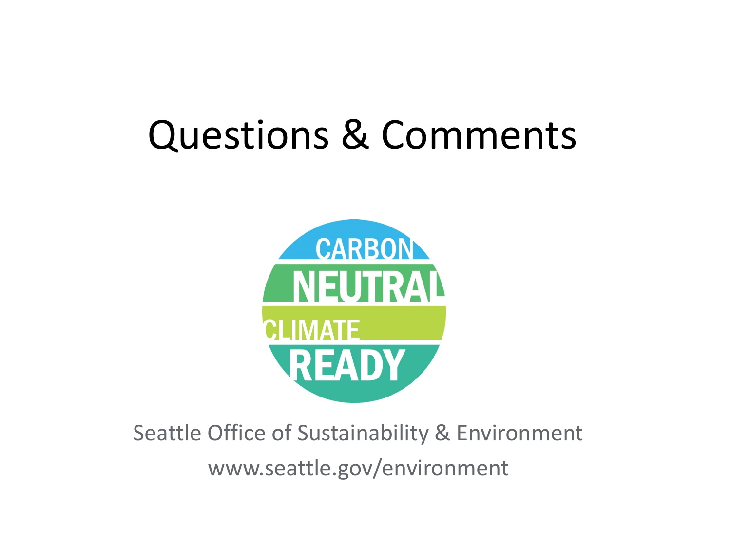# Questions & Comments

CARBON NEUTRAL CLIMATE READY

Seattle Office of Sustainability & Environment

www.seattle.gov/environment